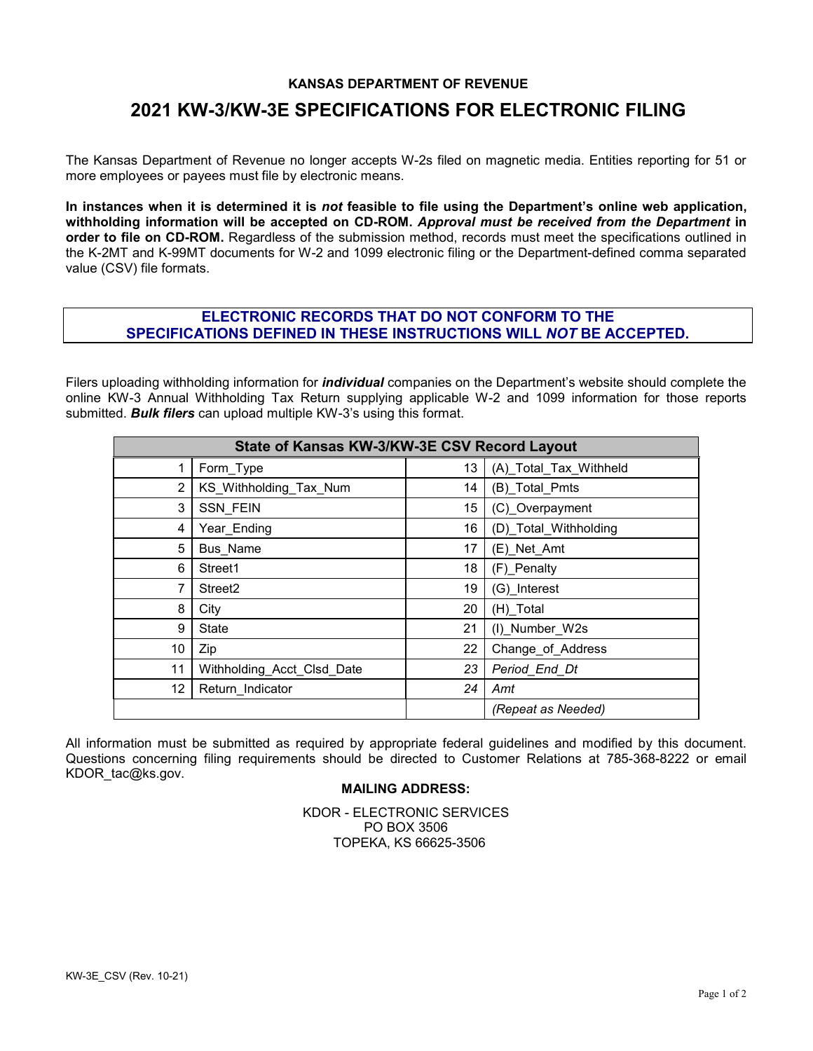**KANSAS DEPARTMENT OF REVENUE**

# 2021 KW-3/KW-3E SPECIFICATIONS FOR ELECTRONIC FILING

The Kansas Department of Revenue no longer accepts W-2s filed on magnetic media. Entities reporting for 51 or more employees or payees must file by electronic means.

**In instances when it is determined it is *not* feasible to file using the Department's online web application, withholding information will be accepted on CD-ROM. *Approval must be received from the Department* in order to file on CD-ROM.** Regardless of the submission method, records must meet the specifications outlined in the K-2MT and K-99MT documents for W-2 and 1099 electronic filing or the Department-defined comma separated value (CSV) file formats.

**ELECTRONIC RECORDS THAT DO NOT CONFORM TO THE SPECIFICATIONS DEFINED IN THESE INSTRUCTIONS WILL *NOT* BE ACCEPTED.**

Filers uploading withholding information for ***individual*** companies on the Department's website should complete the online KW-3 Annual Withholding Tax Return supplying applicable W-2 and 1099 information for those reports submitted. ***Bulk filers*** can upload multiple KW-3's using this format.

| State of Kansas KW-3/KW-3E CSV Record Layout | | | |
|---|---|---|---|
| 1 | Form_Type | 13 | (A)_Total_Tax_Withheld |
| 2 | KS_Withholding_Tax_Num | 14 | (B)_Total_Pmts |
| 3 | SSN_FEIN | 15 | (C)_Overpayment |
| 4 | Year_Ending | 16 | (D)_Total_Withholding |
| 5 | Bus_Name | 17 | (E)_Net_Amt |
| 6 | Street1 | 18 | (F)_Penalty |
| 7 | Street2 | 19 | (G)_Interest |
| 8 | City | 20 | (H)_Total |
| 9 | State | 21 | (I)_Number_W2s |
| 10 | Zip | 22 | Change_of_Address |
| 11 | Withholding_Acct_Clsd_Date | *23* | *Period_End_Dt* |
| 12 | Return_Indicator | *24* | *Amt* |
| | | | *(Repeat as Needed)* |

All information must be submitted as required by appropriate federal guidelines and modified by this document. Questions concerning filing requirements should be directed to Customer Relations at 785-368-8222 or email KDOR_tac@ks.gov.

**MAILING ADDRESS:**

KDOR - ELECTRONIC SERVICES
PO BOX 3506
TOPEKA, KS 66625-3506

KW-3E_CSV (Rev. 10-21)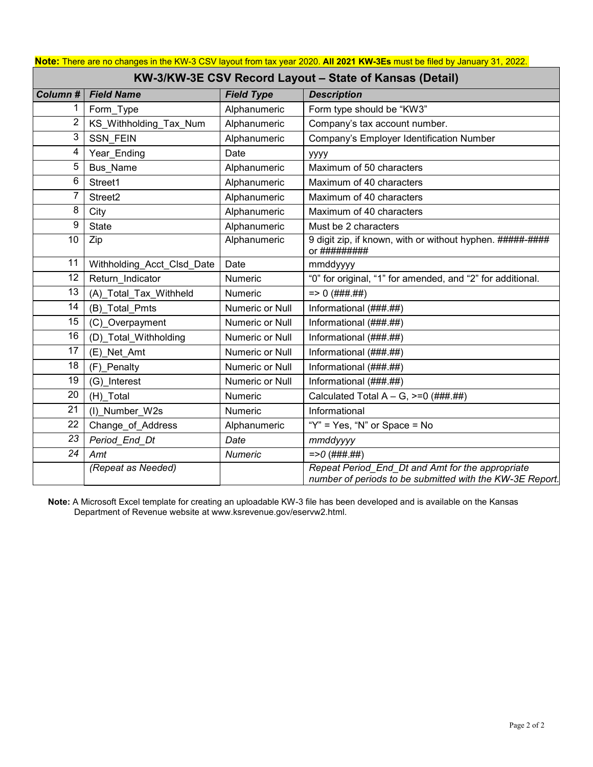**Note:** There are no changes in the KW-3 CSV layout from tax year 2020. **All 2021 KW-3Es** must be filed by January 31, 2022.

## KW-3/KW-3E CSV Record Layout – State of Kansas (Detail)

| Column # | Field Name | Field Type | Description |
|---|---|---|---|
| 1 | Form_Type | Alphanumeric | Form type should be "KW3" |
| 2 | KS_Withholding_Tax_Num | Alphanumeric | Company's tax account number. |
| 3 | SSN_FEIN | Alphanumeric | Company's Employer Identification Number |
| 4 | Year_Ending | Date | yyyy |
| 5 | Bus_Name | Alphanumeric | Maximum of 50 characters |
| 6 | Street1 | Alphanumeric | Maximum of 40 characters |
| 7 | Street2 | Alphanumeric | Maximum of 40 characters |
| 8 | City | Alphanumeric | Maximum of 40 characters |
| 9 | State | Alphanumeric | Must be 2 characters |
| 10 | Zip | Alphanumeric | 9 digit zip, if known, with or without hyphen. #####-#### or ######### |
| 11 | Withholding_Acct_Clsd_Date | Date | mmddyyyy |
| 12 | Return_Indicator | Numeric | "0" for original, "1" for amended, and "2" for additional. |
| 13 | (A)_Total_Tax_Withheld | Numeric | => 0 (###.##) |
| 14 | (B)_Total_Pmts | Numeric or Null | Informational (###.##) |
| 15 | (C)_Overpayment | Numeric or Null | Informational (###.##) |
| 16 | (D)_Total_Withholding | Numeric or Null | Informational (###.##) |
| 17 | (E)_Net_Amt | Numeric or Null | Informational (###.##) |
| 18 | (F)_Penalty | Numeric or Null | Informational (###.##) |
| 19 | (G)_Interest | Numeric or Null | Informational (###.##) |
| 20 | (H)_Total | Numeric | Calculated Total A – G, >=0 (###.##) |
| 21 | (I)_Number_W2s | Numeric | Informational |
| 22 | Change_of_Address | Alphanumeric | "Y" = Yes, "N" or Space = No |
| *23* | *Period_End_Dt* | *Date* | *mmddyyyy* |
| *24* | *Amt* | *Numeric* | *=>0 (###.##)* |
| | *(Repeat as Needed)* | | *Repeat Period_End_Dt and Amt for the appropriate number of periods to be submitted with the KW-3E Report.* |

**Note:** A Microsoft Excel template for creating an uploadable KW-3 file has been developed and is available on the Kansas Department of Revenue website at www.ksrevenue.gov/eservw2.html.